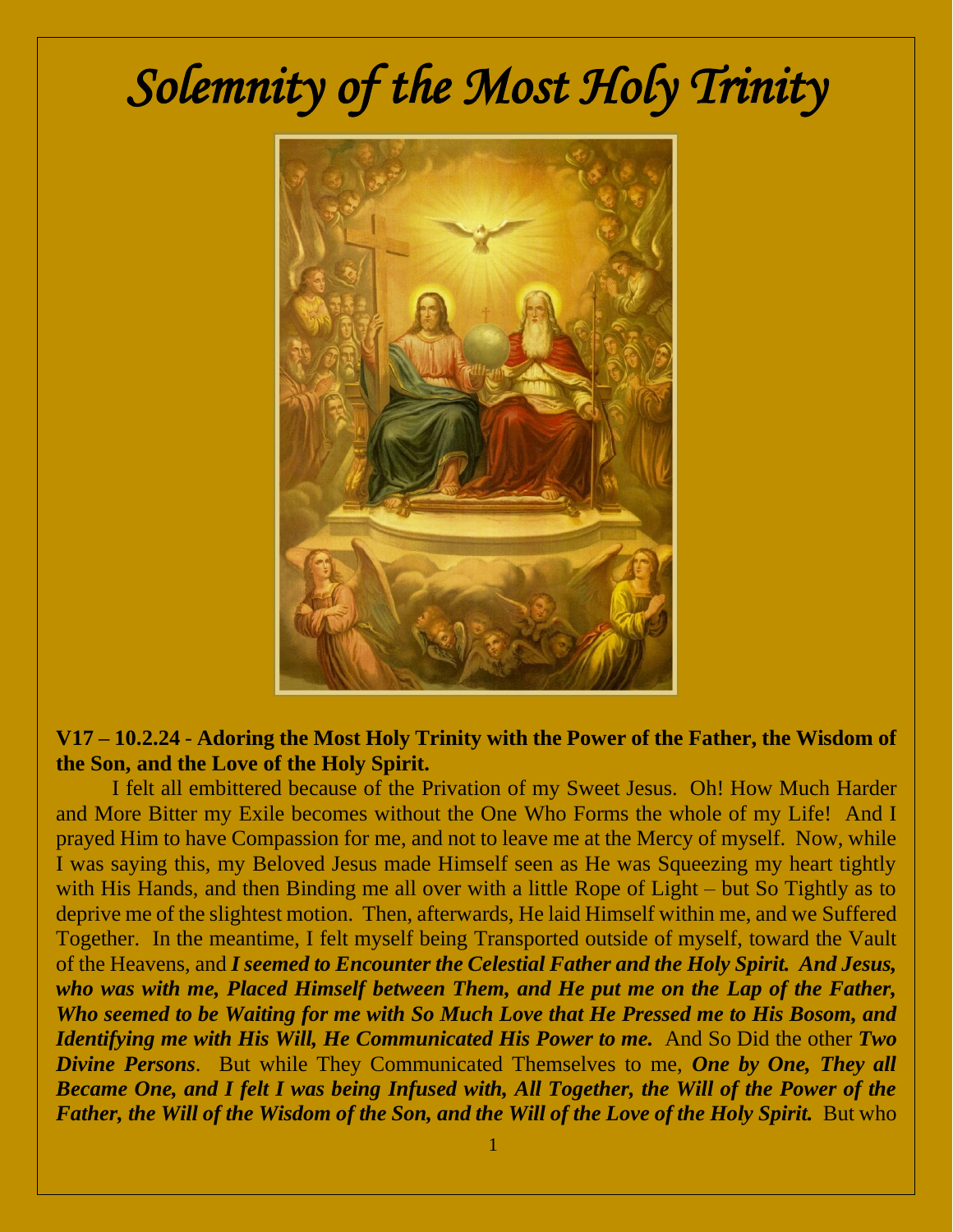# *Solemnity of the Most Holy Trinity*

**V17 – 10.2.24 - Adoring the Most Holy Trinity with the Power of the Father, the Wisdom of the Son, and the Love of the Holy Spirit.**

I felt all embittered because of the Privation of my Sweet Jesus. Oh! How Much Harder and More Bitter my Exile becomes without the One Who Forms the whole of my Life! And I prayed Him to have Compassion for me, and not to leave me at the Mercy of myself. Now, while I was saying this, my Beloved Jesus made Himself seen as He was Squeezing my heart tightly with His Hands, and then Binding me all over with a little Rope of Light – but So Tightly as to deprive me of the slightest motion. Then, afterwards, He laid Himself within me, and we Suffered Together. In the meantime, I felt myself being Transported outside of myself, toward the Vault of the Heavens, and ***I seemed to Encounter the Celestial Father and the Holy Spirit. And Jesus, who was with me, Placed Himself between Them, and He put me on the Lap of the Father, Who seemed to be Waiting for me with So Much Love that He Pressed me to His Bosom, and Identifying me with His Will, He Communicated His Power to me.*** And So Did the other ***Two Divine Persons***. But while They Communicated Themselves to me, ***One by One, They all Became One, and I felt I was being Infused with, All Together, the Will of the Power of the Father, the Will of the Wisdom of the Son, and the Will of the Love of the Holy Spirit.*** But who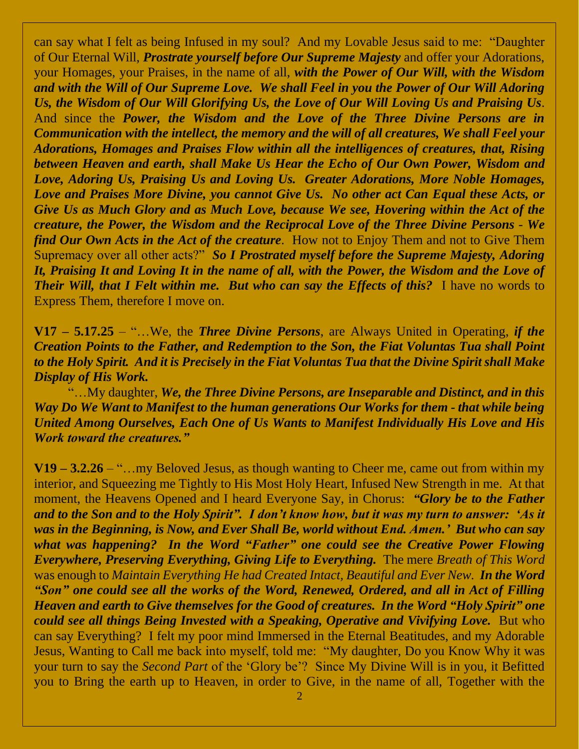can say what I felt as being Infused in my soul? And my Lovable Jesus said to me: "Daughter of Our Eternal Will, ***Prostrate yourself before Our Supreme Majesty*** and offer your Adorations, your Homages, your Praises, in the name of all, ***with the Power of Our Will, with the Wisdom and with the Will of Our Supreme Love. We shall Feel in you the Power of Our Will Adoring Us, the Wisdom of Our Will Glorifying Us, the Love of Our Will Loving Us and Praising Us***. And since the ***Power, the Wisdom and the Love of the Three Divine Persons are in Communication with the intellect, the memory and the will of all creatures, We shall Feel your Adorations, Homages and Praises Flow within all the intelligences of creatures, that, Rising between Heaven and earth, shall Make Us Hear the Echo of Our Own Power, Wisdom and Love, Adoring Us, Praising Us and Loving Us. Greater Adorations, More Noble Homages, Love and Praises More Divine, you cannot Give Us. No other act Can Equal these Acts, or Give Us as Much Glory and as Much Love, because We see, Hovering within the Act of the creature, the Power, the Wisdom and the Reciprocal Love of the Three Divine Persons - We find Our Own Acts in the Act of the creature***. How not to Enjoy Them and not to Give Them Supremacy over all other acts?" ***So I Prostrated myself before the Supreme Majesty, Adoring It, Praising It and Loving It in the name of all, with the Power, the Wisdom and the Love of Their Will, that I Felt within me. But who can say the Effects of this?*** I have no words to Express Them, therefore I move on.

**V17 – 5.17.25** – "…We, the ***Three Divine Persons***, are Always United in Operating, ***if the Creation Points to the Father, and Redemption to the Son, the Fiat Voluntas Tua shall Point to the Holy Spirit. And it is Precisely in the Fiat Voluntas Tua that the Divine Spirit shall Make Display of His Work.***

"…My daughter, ***We, the Three Divine Persons, are Inseparable and Distinct, and in this Way Do We Want to Manifest to the human generations Our Works for them - that while being United Among Ourselves, Each One of Us Wants to Manifest Individually His Love and His Work toward the creatures."***

**V19 – 3.2.26** – "…my Beloved Jesus, as though wanting to Cheer me, came out from within my interior, and Squeezing me Tightly to His Most Holy Heart, Infused New Strength in me. At that moment, the Heavens Opened and I heard Everyone Say, in Chorus: ***"Glory be to the Father and to the Son and to the Holy Spirit". I don't know how, but it was my turn to answer: 'As it was in the Beginning, is Now, and Ever Shall Be, world without End. Amen.' But who can say what was happening? In the Word "Father" one could see the Creative Power Flowing Everywhere, Preserving Everything, Giving Life to Everything.*** The mere *Breath of This Word* was enough to *Maintain Everything He had Created Intact, Beautiful and Ever New.* ***In the Word "Son" one could see all the works of the Word, Renewed, Ordered, and all in Act of Filling Heaven and earth to Give themselves for the Good of creatures. In the Word "Holy Spirit" one could see all things Being Invested with a Speaking, Operative and Vivifying Love.*** But who can say Everything? I felt my poor mind Immersed in the Eternal Beatitudes, and my Adorable Jesus, Wanting to Call me back into myself, told me: "My daughter, Do you Know Why it was your turn to say the *Second Part* of the 'Glory be'? Since My Divine Will is in you, it Befitted you to Bring the earth up to Heaven, in order to Give, in the name of all, Together with the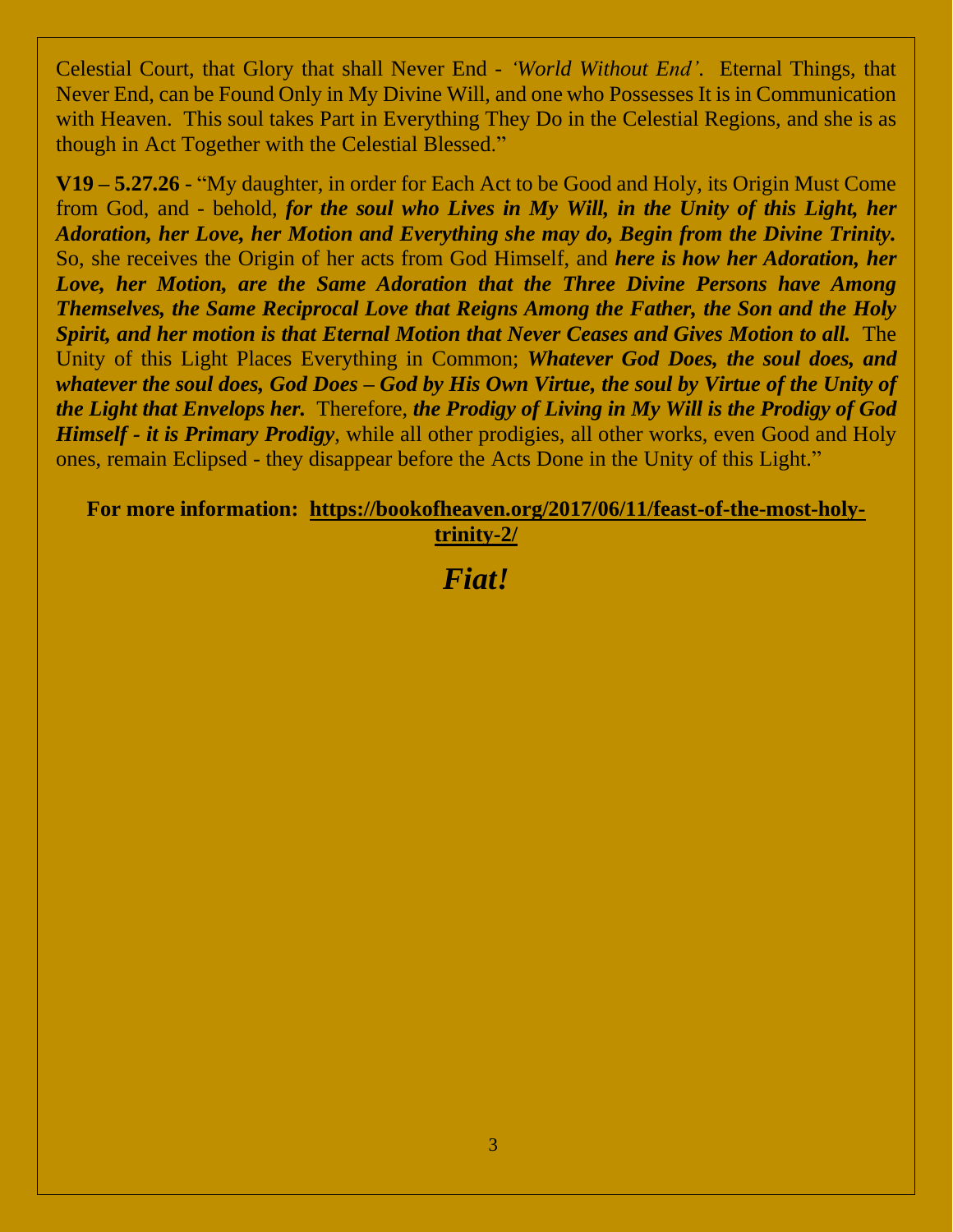Celestial Court, that Glory that shall Never End - *'World Without End'*. Eternal Things, that Never End, can be Found Only in My Divine Will, and one who Possesses It is in Communication with Heaven. This soul takes Part in Everything They Do in the Celestial Regions, and she is as though in Act Together with the Celestial Blessed."

**V19 – 5.27.26** - "My daughter, in order for Each Act to be Good and Holy, its Origin Must Come from God, and - behold, ***for the soul who Lives in My Will, in the Unity of this Light, her Adoration, her Love, her Motion and Everything she may do, Begin from the Divine Trinity.*** So, she receives the Origin of her acts from God Himself, and ***here is how her Adoration, her Love, her Motion, are the Same Adoration that the Three Divine Persons have Among Themselves, the Same Reciprocal Love that Reigns Among the Father, the Son and the Holy Spirit, and her motion is that Eternal Motion that Never Ceases and Gives Motion to all.*** The Unity of this Light Places Everything in Common; ***Whatever God Does, the soul does, and whatever the soul does, God Does – God by His Own Virtue, the soul by Virtue of the Unity of the Light that Envelops her.*** Therefore, ***the Prodigy of Living in My Will is the Prodigy of God Himself - it is Primary Prodigy***, while all other prodigies, all other works, even Good and Holy ones, remain Eclipsed - they disappear before the Acts Done in the Unity of this Light."

**For more information: https://bookofheaven.org/2017/06/11/feast-of-the-most-holy-trinity-2/**

***Fiat!***